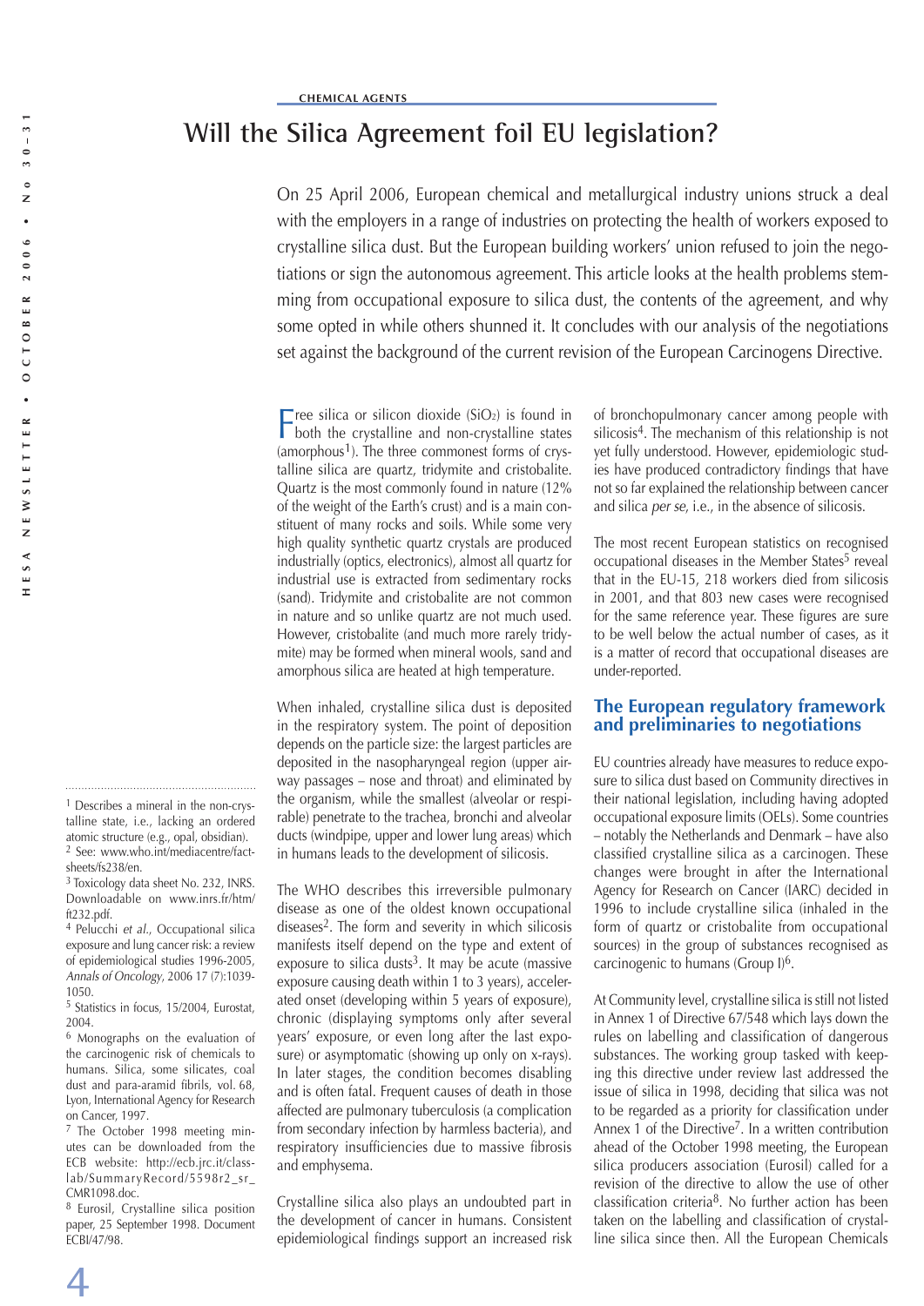CHEMICAL AGENTS

# Will the Silica Agreement foil EU legislation?

On 25 April 2006, European chemical and metallurgical industry unions struck a deal with the employers in a range of industries on protecting the health of workers exposed to crystalline silica dust. But the European building workers' union refused to join the negotiations or sign the autonomous agreement. This article looks at the health problems stemming from occupational exposure to silica dust, the contents of the agreement, and why some opted in while others shunned it. It concludes with our analysis of the negotiations set against the background of the current revision of the European Carcinogens Directive.

Free silica or silicon dioxide ($SiO_2$) is found in both the crystalline and non-crystalline states (amorphous[1]). The three commonest forms of crystalline silica are quartz, tridymite and cristobalite. Quartz is the most commonly found in nature (12% of the weight of the Earth's crust) and is a main constituent of many rocks and soils. While some very high quality synthetic quartz crystals are produced industrially (optics, electronics), almost all quartz for industrial use is extracted from sedimentary rocks (sand). Tridymite and cristobalite are not common in nature and so unlike quartz are not much used. However, cristobalite (and much more rarely tridymite) may be formed when mineral wools, sand and amorphous silica are heated at high temperature.

When inhaled, crystalline silica dust is deposited in the respiratory system. The point of deposition depends on the particle size: the largest particles are deposited in the nasopharyngeal region (upper airway passages – nose and throat) and eliminated by the organism, while the smallest (alveolar or respirable) penetrate to the trachea, bronchi and alveolar ducts (windpipe, upper and lower lung areas) which in humans leads to the development of silicosis.

The WHO describes this irreversible pulmonary disease as one of the oldest known occupational diseases[2]. The form and severity in which silicosis manifests itself depend on the type and extent of exposure to silica dusts[3]. It may be acute (massive exposure causing death within 1 to 3 years), accelerated onset (developing within 5 years of exposure), chronic (displaying symptoms only after several years' exposure, or even long after the last exposure) or asymptomatic (showing up only on x-rays). In later stages, the condition becomes disabling and is often fatal. Frequent causes of death in those affected are pulmonary tuberculosis (a complication from secondary infection by harmless bacteria), and respiratory insufficiencies due to massive fibrosis and emphysema.

Crystalline silica also plays an undoubted part in the development of cancer in humans. Consistent epidemiological findings support an increased risk of bronchopulmonary cancer among people with silicosis[4]. The mechanism of this relationship is not yet fully understood. However, epidemiologic studies have produced contradictory findings that have not so far explained the relationship between cancer and silica *per se*, i.e., in the absence of silicosis.

The most recent European statistics on recognised occupational diseases in the Member States[5] reveal that in the EU-15, 218 workers died from silicosis in 2001, and that 803 new cases were recognised for the same reference year. These figures are sure to be well below the actual number of cases, as it is a matter of record that occupational diseases are under-reported.

## The European regulatory framework and preliminaries to negotiations

EU countries already have measures to reduce exposure to silica dust based on Community directives in their national legislation, including having adopted occupational exposure limits (OELs). Some countries – notably the Netherlands and Denmark – have also classified crystalline silica as a carcinogen. These changes were brought in after the International Agency for Research on Cancer (IARC) decided in 1996 to include crystalline silica (inhaled in the form of quartz or cristobalite from occupational sources) in the group of substances recognised as carcinogenic to humans (Group I)[6].

At Community level, crystalline silica is still not listed in Annex 1 of Directive 67/548 which lays down the rules on labelling and classification of dangerous substances. The working group tasked with keeping this directive under review last addressed the issue of silica in 1998, deciding that silica was not to be regarded as a priority for classification under Annex 1 of the Directive[7]. In a written contribution ahead of the October 1998 meeting, the European silica producers association (Eurosil) called for a revision of the directive to allow the use of other classification criteria[8]. No further action has been taken on the labelling and classification of crystalline silica since then. All the European Chemicals

---

[1] Describes a mineral in the non-crystalline state, i.e., lacking an ordered atomic structure (e.g., opal, obsidian).

[2] See: www.who.int/mediacentre/factsheets/fs238/en.

[3] Toxicology data sheet No. 232, INRS. Downloadable on www.inrs.fr/htm/ft232.pdf.

[4] Pelucchi *et al.*, Occupational silica exposure and lung cancer risk: a review of epidemiological studies 1996-2005, *Annals of Oncology*, 2006 17 (7):1039-1050.

[5] Statistics in focus, 15/2004, Eurostat, 2004.

[6] Monographs on the evaluation of the carcinogenic risk of chemicals to humans. Silica, some silicates, coal dust and para-aramid fibrils, vol. 68, Lyon, International Agency for Research on Cancer, 1997.

[7] The October 1998 meeting minutes can be downloaded from the ECB website: http://ecb.jrc.it/classlab/SummaryRecord/5598r2_sr_CMR1098.doc.

[8] Eurosil, Crystalline silica position paper, 25 September 1998. Document ECBI/47/98.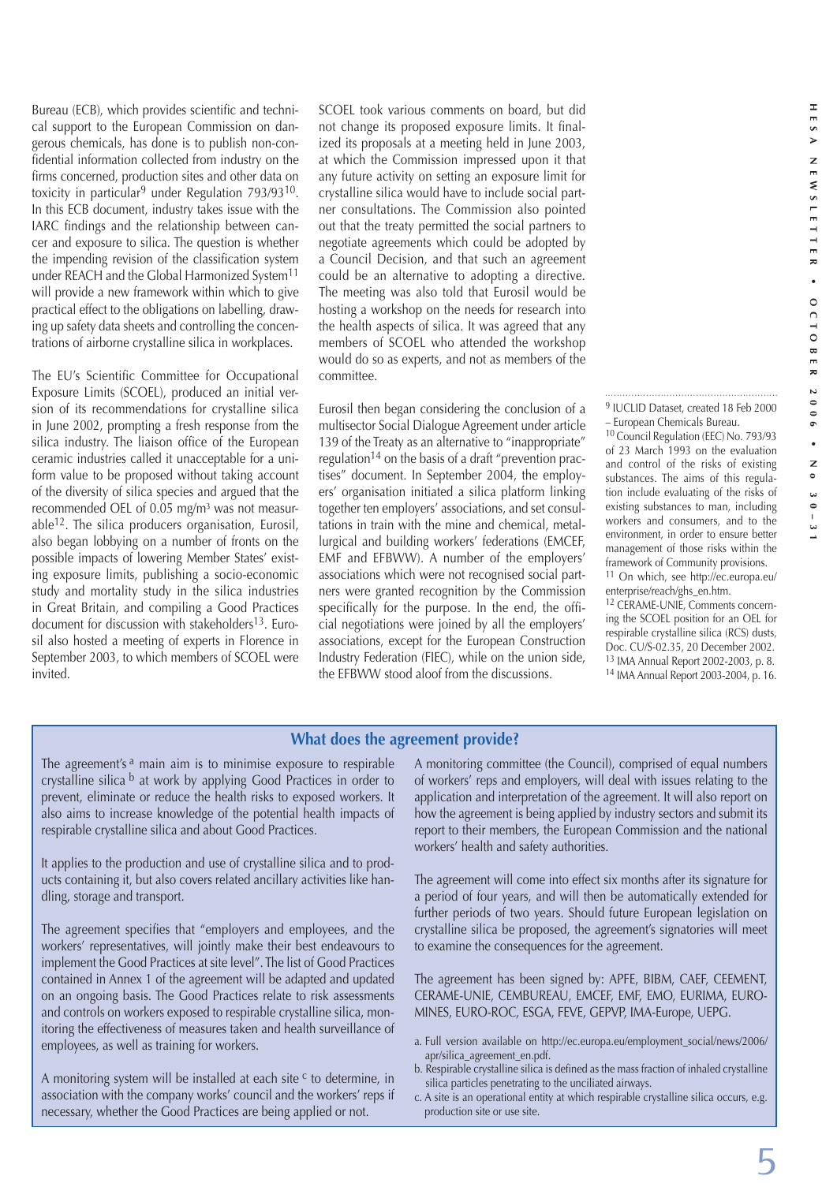Bureau (ECB), which provides scientific and technical support to the European Commission on dangerous chemicals, has done is to publish non-confidential information collected from industry on the firms concerned, production sites and other data on toxicity in particular[9] under Regulation 793/93[10]. In this ECB document, industry takes issue with the IARC findings and the relationship between cancer and exposure to silica. The question is whether the impending revision of the classification system under REACH and the Global Harmonized System[11] will provide a new framework within which to give practical effect to the obligations on labelling, drawing up safety data sheets and controlling the concentrations of airborne crystalline silica in workplaces.

The EU's Scientific Committee for Occupational Exposure Limits (SCOEL), produced an initial version of its recommendations for crystalline silica in June 2002, prompting a fresh response from the silica industry. The liaison office of the European ceramic industries called it unacceptable for a uniform value to be proposed without taking account of the diversity of silica species and argued that the recommended OEL of 0.05 mg/m³ was not measurable[12]. The silica producers organisation, Eurosil, also began lobbying on a number of fronts on the possible impacts of lowering Member States' existing exposure limits, publishing a socio-economic study and mortality study in the silica industries in Great Britain, and compiling a Good Practices document for discussion with stakeholders[13]. Eurosil also hosted a meeting of experts in Florence in September 2003, to which members of SCOEL were invited.

SCOEL took various comments on board, but did not change its proposed exposure limits. It finalized its proposals at a meeting held in June 2003, at which the Commission impressed upon it that any future activity on setting an exposure limit for crystalline silica would have to include social partner consultations. The Commission also pointed out that the treaty permitted the social partners to negotiate agreements which could be adopted by a Council Decision, and that such an agreement could be an alternative to adopting a directive. The meeting was also told that Eurosil would be hosting a workshop on the needs for research into the health aspects of silica. It was agreed that any members of SCOEL who attended the workshop would do so as experts, and not as members of the committee.

Eurosil then began considering the conclusion of a multisector Social Dialogue Agreement under article 139 of the Treaty as an alternative to "inappropriate" regulation[14] on the basis of a draft "prevention practises" document. In September 2004, the employers' organisation initiated a silica platform linking together ten employers' associations, and set consultations in train with the mine and chemical, metallurgical and building workers' federations (EMCEF, EMF and EFBWW). A number of the employers' associations which were not recognised social partners were granted recognition by the Commission specifically for the purpose. In the end, the official negotiations were joined by all the employers' associations, except for the European Construction Industry Federation (FIEC), while on the union side, the EFBWW stood aloof from the discussions.

[9] IUCLID Dataset, created 18 Feb 2000 – European Chemicals Bureau.

[10] Council Regulation (EEC) No. 793/93 of 23 March 1993 on the evaluation and control of the risks of existing substances. The aims of this regulation include evaluating of the risks of existing substances to man, including workers and consumers, and to the environment, in order to ensure better management of those risks within the framework of Community provisions.

[11] On which, see http://ec.europa.eu/enterprise/reach/ghs_en.htm.

[12] CERAME-UNIE, Comments concerning the SCOEL position for an OEL for respirable crystalline silica (RCS) dusts, Doc. CU/S-02.35, 20 December 2002.

[13] IMA Annual Report 2002-2003, p. 8.

[14] IMA Annual Report 2003-2004, p. 16.

## What does the agreement provide?

The agreement's[a] main aim is to minimise exposure to respirable crystalline silica[b] at work by applying Good Practices in order to prevent, eliminate or reduce the health risks to exposed workers. It also aims to increase knowledge of the potential health impacts of respirable crystalline silica and about Good Practices.

It applies to the production and use of crystalline silica and to products containing it, but also covers related ancillary activities like handling, storage and transport.

The agreement specifies that "employers and employees, and the workers' representatives, will jointly make their best endeavours to implement the Good Practices at site level". The list of Good Practices contained in Annex 1 of the agreement will be adapted and updated on an ongoing basis. The Good Practices relate to risk assessments and controls on workers exposed to respirable crystalline silica, monitoring the effectiveness of measures taken and health surveillance of employees, as well as training for workers.

A monitoring system will be installed at each site[c] to determine, in association with the company works' council and the workers' reps if necessary, whether the Good Practices are being applied or not.

A monitoring committee (the Council), comprised of equal numbers of workers' reps and employers, will deal with issues relating to the application and interpretation of the agreement. It will also report on how the agreement is being applied by industry sectors and submit its report to their members, the European Commission and the national workers' health and safety authorities.

The agreement will come into effect six months after its signature for a period of four years, and will then be automatically extended for further periods of two years. Should future European legislation on crystalline silica be proposed, the agreement's signatories will meet to examine the consequences for the agreement.

The agreement has been signed by: APFE, BIBM, CAEF, CEEMENT, CERAME-UNIE, CEMBUREAU, EMCEF, EMF, EMO, EURIMA, EUROMINES, EURO-ROC, ESGA, FEVE, GEPVP, IMA-Europe, UEPG.

a. Full version available on http://ec.europa.eu/employment_social/news/2006/apr/silica_agreement_en.pdf.

b. Respirable crystalline silica is defined as the mass fraction of inhaled crystalline silica particles penetrating to the unciliated airways.

c. A site is an operational entity at which respirable crystalline silica occurs, e.g. production site or use site.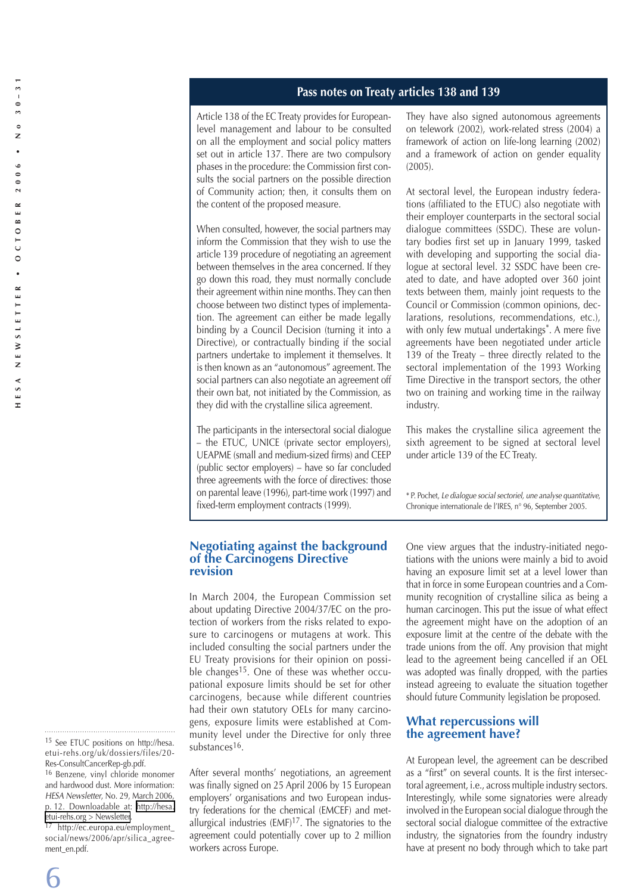## Pass notes on Treaty articles 138 and 139

Article 138 of the EC Treaty provides for European-level management and labour to be consulted on all the employment and social policy matters set out in article 137. There are two compulsory phases in the procedure: the Commission first consults the social partners on the possible direction of Community action; then, it consults them on the content of the proposed measure.

When consulted, however, the social partners may inform the Commission that they wish to use the article 139 procedure of negotiating an agreement between themselves in the area concerned. If they go down this road, they must normally conclude their agreement within nine months. They can then choose between two distinct types of implementation. The agreement can either be made legally binding by a Council Decision (turning it into a Directive), or contractually binding if the social partners undertake to implement it themselves. It is then known as an "autonomous" agreement. The social partners can also negotiate an agreement off their own bat, not initiated by the Commission, as they did with the crystalline silica agreement.

The participants in the intersectoral social dialogue – the ETUC, UNICE (private sector employers), UEAPME (small and medium-sized firms) and CEEP (public sector employers) – have so far concluded three agreements with the force of directives: those on parental leave (1996), part-time work (1997) and fixed-term employment contracts (1999).

They have also signed autonomous agreements on telework (2002), work-related stress (2004) a framework of action on life-long learning (2002) and a framework of action on gender equality (2005).

At sectoral level, the European industry federations (affiliated to the ETUC) also negotiate with their employer counterparts in the sectoral social dialogue committees (SSDC). These are voluntary bodies first set up in January 1999, tasked with developing and supporting the social dialogue at sectoral level. 32 SSDC have been created to date, and have adopted over 360 joint texts between them, mainly joint requests to the Council or Commission (common opinions, declarations, resolutions, recommendations, etc.), with only few mutual undertakings*. A mere five agreements have been negotiated under article 139 of the Treaty – three directly related to the sectoral implementation of the 1993 Working Time Directive in the transport sectors, the other two on training and working time in the railway industry.

This makes the crystalline silica agreement the sixth agreement to be signed at sectoral level under article 139 of the EC Treaty.

\* P. Pochet, *Le dialogue social sectoriel, une analyse quantitative*, Chronique internationale de l'IRES, n° 96, September 2005.

## Negotiating against the background of the Carcinogens Directive revision

In March 2004, the European Commission set about updating Directive 2004/37/EC on the protection of workers from the risks related to exposure to carcinogens or mutagens at work. This included consulting the social partners under the EU Treaty provisions for their opinion on possible changes[15]. One of these was whether occupational exposure limits should be set for other carcinogens, because while different countries had their own statutory OELs for many carcinogens, exposure limits were established at Community level under the Directive for only three substances[16].

After several months' negotiations, an agreement was finally signed on 25 April 2006 by 15 European employers' organisations and two European industry federations for the chemical (EMCEF) and metallurgical industries (EMF)[17]. The signatories to the agreement could potentially cover up to 2 million workers across Europe.

One view argues that the industry-initiated negotiations with the unions were mainly a bid to avoid having an exposure limit set at a level lower than that in force in some European countries and a Community recognition of crystalline silica as being a human carcinogen. This put the issue of what effect the agreement might have on the adoption of an exposure limit at the centre of the debate with the trade unions from the off. Any provision that might lead to the agreement being cancelled if an OEL was adopted was finally dropped, with the parties instead agreeing to evaluate the situation together should future Community legislation be proposed.

## What repercussions will the agreement have?

At European level, the agreement can be described as a "first" on several counts. It is the first intersectoral agreement, i.e., across multiple industry sectors. Interestingly, while some signatories were already involved in the European social dialogue through the sectoral social dialogue committee of the extractive industry, the signatories from the foundry industry have at present no body through which to take part

---

[15] See ETUC positions on http://hesa.etui-rehs.org/uk/dossiers/files/20-Res-ConsultCancerRep-gb.pdf.

[16] Benzene, vinyl chloride monomer and hardwood dust. More information: *HESA Newsletter*, No. 29, March 2006, p. 12. Downloadable at: http://hesa.etui-rehs.org > Newsletter.

[17] http://ec.europa.eu/employment_social/news/2006/apr/silica_agreement_en.pdf.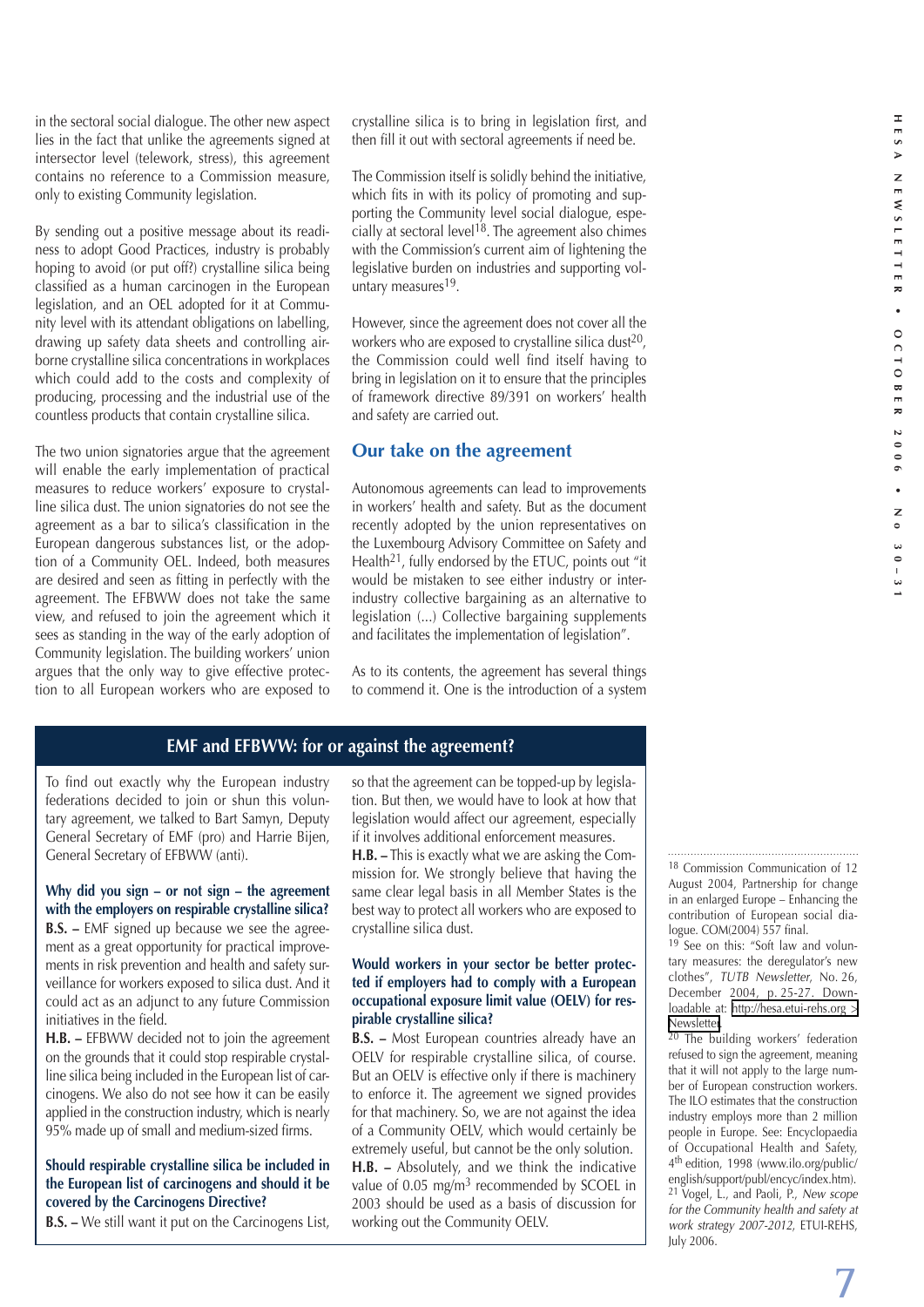in the sectoral social dialogue. The other new aspect lies in the fact that unlike the agreements signed at intersector level (telework, stress), this agreement contains no reference to a Commission measure, only to existing Community legislation.

By sending out a positive message about its readiness to adopt Good Practices, industry is probably hoping to avoid (or put off?) crystalline silica being classified as a human carcinogen in the European legislation, and an OEL adopted for it at Community level with its attendant obligations on labelling, drawing up safety data sheets and controlling airborne crystalline silica concentrations in workplaces which could add to the costs and complexity of producing, processing and the industrial use of the countless products that contain crystalline silica.

The two union signatories argue that the agreement will enable the early implementation of practical measures to reduce workers' exposure to crystalline silica dust. The union signatories do not see the agreement as a bar to silica's classification in the European dangerous substances list, or the adoption of a Community OEL. Indeed, both measures are desired and seen as fitting in perfectly with the agreement. The EFBWW does not take the same view, and refused to join the agreement which it sees as standing in the way of the early adoption of Community legislation. The building workers' union argues that the only way to give effective protection to all European workers who are exposed to crystalline silica is to bring in legislation first, and then fill it out with sectoral agreements if need be.

The Commission itself is solidly behind the initiative, which fits in with its policy of promoting and supporting the Community level social dialogue, especially at sectoral level[18]. The agreement also chimes with the Commission's current aim of lightening the legislative burden on industries and supporting voluntary measures[19].

However, since the agreement does not cover all the workers who are exposed to crystalline silica dust[20], the Commission could well find itself having to bring in legislation on it to ensure that the principles of framework directive 89/391 on workers' health and safety are carried out.

## Our take on the agreement

Autonomous agreements can lead to improvements in workers' health and safety. But as the document recently adopted by the union representatives on the Luxembourg Advisory Committee on Safety and Health[21], fully endorsed by the ETUC, points out "it would be mistaken to see either industry or interindustry collective bargaining as an alternative to legislation (...) Collective bargaining supplements and facilitates the implementation of legislation".

As to its contents, the agreement has several things to commend it. One is the introduction of a system

### EMF and EFBWW: for or against the agreement?

To find out exactly why the European industry federations decided to join or shun this voluntary agreement, we talked to Bart Samyn, Deputy General Secretary of EMF (pro) and Harrie Bijen, General Secretary of EFBWW (anti).

**Why did you sign – or not sign – the agreement with the employers on respirable crystalline silica?**

**B.S. –** EMF signed up because we see the agreement as a great opportunity for practical improvements in risk prevention and health and safety surveillance for workers exposed to silica dust. And it could act as an adjunct to any future Commission initiatives in the field.

**H.B. –** EFBWW decided not to join the agreement on the grounds that it could stop respirable crystalline silica being included in the European list of carcinogens. We also do not see how it can be easily applied in the construction industry, which is nearly 95% made up of small and medium-sized firms.

**Should respirable crystalline silica be included in the European list of carcinogens and should it be covered by the Carcinogens Directive?**

**B.S. –** We still want it put on the Carcinogens List, so that the agreement can be topped-up by legislation. But then, we would have to look at how that legislation would affect our agreement, especially if it involves additional enforcement measures.

**H.B. –** This is exactly what we are asking the Commission for. We strongly believe that having the same clear legal basis in all Member States is the best way to protect all workers who are exposed to crystalline silica dust.

**Would workers in your sector be better protected if employers had to comply with a European occupational exposure limit value (OELV) for respirable crystalline silica?**

**B.S. –** Most European countries already have an OELV for respirable crystalline silica, of course. But an OELV is effective only if there is machinery to enforce it. The agreement we signed provides for that machinery. So, we are not against the idea of a Community OELV, which would certainly be extremely useful, but cannot be the only solution.

**H.B. –** Absolutely, and we think the indicative value of 0.05 mg/m$^3$ recommended by SCOEL in 2003 should be used as a basis of discussion for working out the Community OELV.

---

[18] Commission Communication of 12 August 2004, Partnership for change in an enlarged Europe – Enhancing the contribution of European social dialogue. COM(2004) 557 final.

[19] See on this: "Soft law and voluntary measures: the deregulator's new clothes", *TUTB Newsletter*, No. 26, December 2004, p. 25-27. Downloadable at: http://hesa.etui-rehs.org > Newsletter.

[20] The building workers' federation refused to sign the agreement, meaning that it will not apply to the large number of European construction workers. The ILO estimates that the construction industry employs more than 2 million people in Europe. See: Encyclopaedia of Occupational Health and Safety, 4th edition, 1998 (www.ilo.org/public/english/support/publ/encyc/index.htm).

[21] Vogel, L., and Paoli, P., *New scope for the Community health and safety at work strategy 2007-2012*, ETUI-REHS, July 2006.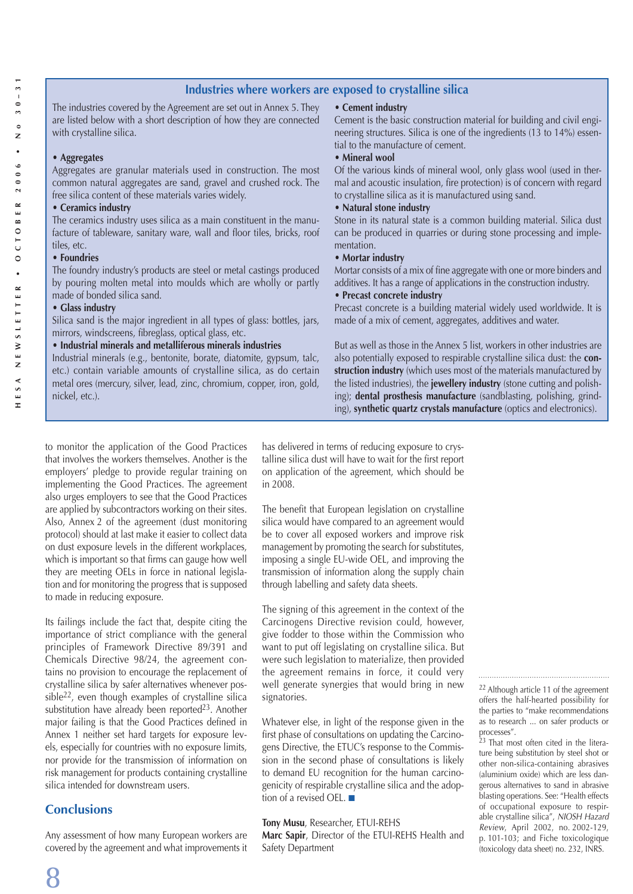## Industries where workers are exposed to crystalline silica

The industries covered by the Agreement are set out in Annex 5. They are listed below with a short description of how they are connected with crystalline silica.

- **Aggregates**

Aggregates are granular materials used in construction. The most common natural aggregates are sand, gravel and crushed rock. The free silica content of these materials varies widely.

- **Ceramics industry**

The ceramics industry uses silica as a main constituent in the manufacture of tableware, sanitary ware, wall and floor tiles, bricks, roof tiles, etc.

- **Foundries**

The foundry industry's products are steel or metal castings produced by pouring molten metal into moulds which are wholly or partly made of bonded silica sand.

- **Glass industry**

Silica sand is the major ingredient in all types of glass: bottles, jars, mirrors, windscreens, fibreglass, optical glass, etc.

- **Industrial minerals and metalliferous minerals industries**

Industrial minerals (e.g., bentonite, borate, diatomite, gypsum, talc, etc.) contain variable amounts of crystalline silica, as do certain metal ores (mercury, silver, lead, zinc, chromium, copper, iron, gold, nickel, etc.).

- **Cement industry**

Cement is the basic construction material for building and civil engineering structures. Silica is one of the ingredients (13 to 14%) essential to the manufacture of cement.

- **Mineral wool**

Of the various kinds of mineral wool, only glass wool (used in thermal and acoustic insulation, fire protection) is of concern with regard to crystalline silica as it is manufactured using sand.

- **Natural stone industry**

Stone in its natural state is a common building material. Silica dust can be produced in quarries or during stone processing and implementation.

- **Mortar industry**

Mortar consists of a mix of fine aggregate with one or more binders and additives. It has a range of applications in the construction industry.

- **Precast concrete industry**

Precast concrete is a building material widely used worldwide. It is made of a mix of cement, aggregates, additives and water.

But as well as those in the Annex 5 list, workers in other industries are also potentially exposed to respirable crystalline silica dust: the **construction industry** (which uses most of the materials manufactured by the listed industries), the **jewellery industry** (stone cutting and polishing); **dental prosthesis manufacture** (sandblasting, polishing, grinding), **synthetic quartz crystals manufacture** (optics and electronics).

---

to monitor the application of the Good Practices that involves the workers themselves. Another is the employers' pledge to provide regular training on implementing the Good Practices. The agreement also urges employers to see that the Good Practices are applied by subcontractors working on their sites. Also, Annex 2 of the agreement (dust monitoring protocol) should at last make it easier to collect data on dust exposure levels in the different workplaces, which is important so that firms can gauge how well they are meeting OELs in force in national legislation and for monitoring the progress that is supposed to made in reducing exposure.

Its failings include the fact that, despite citing the importance of strict compliance with the general principles of Framework Directive 89/391 and Chemicals Directive 98/24, the agreement contains no provision to encourage the replacement of crystalline silica by safer alternatives whenever possible[22], even though examples of crystalline silica substitution have already been reported[23]. Another major failing is that the Good Practices defined in Annex 1 neither set hard targets for exposure levels, especially for countries with no exposure limits, nor provide for the transmission of information on risk management for products containing crystalline silica intended for downstream users.

## Conclusions

Any assessment of how many European workers are covered by the agreement and what improvements it has delivered in terms of reducing exposure to crystalline silica dust will have to wait for the first report on application of the agreement, which should be in 2008.

The benefit that European legislation on crystalline silica would have compared to an agreement would be to cover all exposed workers and improve risk management by promoting the search for substitutes, imposing a single EU-wide OEL, and improving the transmission of information along the supply chain through labelling and safety data sheets.

The signing of this agreement in the context of the Carcinogens Directive revision could, however, give fodder to those within the Commission who want to put off legislating on crystalline silica. But were such legislation to materialize, then provided the agreement remains in force, it could very well generate synergies that would bring in new signatories.

Whatever else, in light of the response given in the first phase of consultations on updating the Carcinogens Directive, the ETUC's response to the Commission in the second phase of consultations is likely to demand EU recognition for the human carcinogenicity of respirable crystalline silica and the adoption of a revised OEL. ■

**Tony Musu**, Researcher, ETUI-REHS
**Marc Sapir**, Director of the ETUI-REHS Health and Safety Department

---

[22] Although article 11 of the agreement offers the half-hearted possibility for the parties to "make recommendations as to research ... on safer products or processes".

[23] That most often cited in the literature being substitution by steel shot or other non-silica-containing abrasives (aluminium oxide) which are less dangerous alternatives to sand in abrasive blasting operations. See: "Health effects of occupational exposure to respirable crystalline silica", *NIOSH Hazard Review*, April 2002, no. 2002-129, p. 101-103; and Fiche toxicologique (toxicology data sheet) no. 232, INRS.